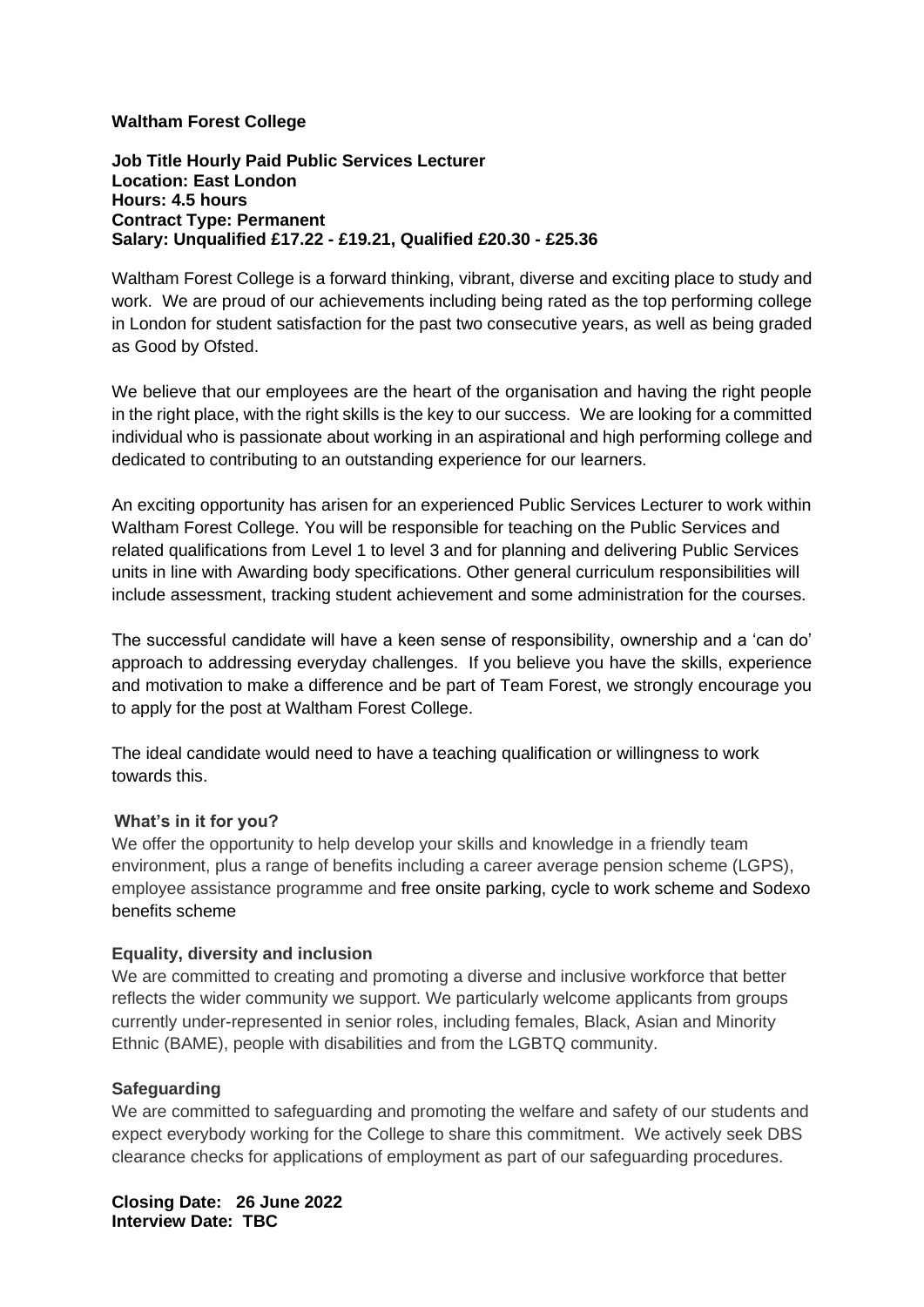**Waltham Forest College**

**Job Title Hourly Paid Public Services Lecturer**
**Location: East London**
**Hours: 4.5 hours**
**Contract Type: Permanent**
**Salary: Unqualified £17.22 - £19.21, Qualified £20.30 - £25.36**

Waltham Forest College is a forward thinking, vibrant, diverse and exciting place to study and work. We are proud of our achievements including being rated as the top performing college in London for student satisfaction for the past two consecutive years, as well as being graded as Good by Ofsted.

We believe that our employees are the heart of the organisation and having the right people in the right place, with the right skills is the key to our success. We are looking for a committed individual who is passionate about working in an aspirational and high performing college and dedicated to contributing to an outstanding experience for our learners.

An exciting opportunity has arisen for an experienced Public Services Lecturer to work within Waltham Forest College. You will be responsible for teaching on the Public Services and related qualifications from Level 1 to level 3 and for planning and delivering Public Services units in line with Awarding body specifications. Other general curriculum responsibilities will include assessment, tracking student achievement and some administration for the courses.

The successful candidate will have a keen sense of responsibility, ownership and a 'can do' approach to addressing everyday challenges. If you believe you have the skills, experience and motivation to make a difference and be part of Team Forest, we strongly encourage you to apply for the post at Waltham Forest College.

The ideal candidate would need to have a teaching qualification or willingness to work towards this.

**What's in it for you?**

We offer the opportunity to help develop your skills and knowledge in a friendly team environment, plus a range of benefits including a career average pension scheme (LGPS), employee assistance programme and free onsite parking, cycle to work scheme and Sodexo benefits scheme

**Equality, diversity and inclusion**

We are committed to creating and promoting a diverse and inclusive workforce that better reflects the wider community we support. We particularly welcome applicants from groups currently under-represented in senior roles, including females, Black, Asian and Minority Ethnic (BAME), people with disabilities and from the LGBTQ community.

**Safeguarding**

We are committed to safeguarding and promoting the welfare and safety of our students and expect everybody working for the College to share this commitment. We actively seek DBS clearance checks for applications of employment as part of our safeguarding procedures.

**Closing Date: 26 June 2022**
**Interview Date: TBC**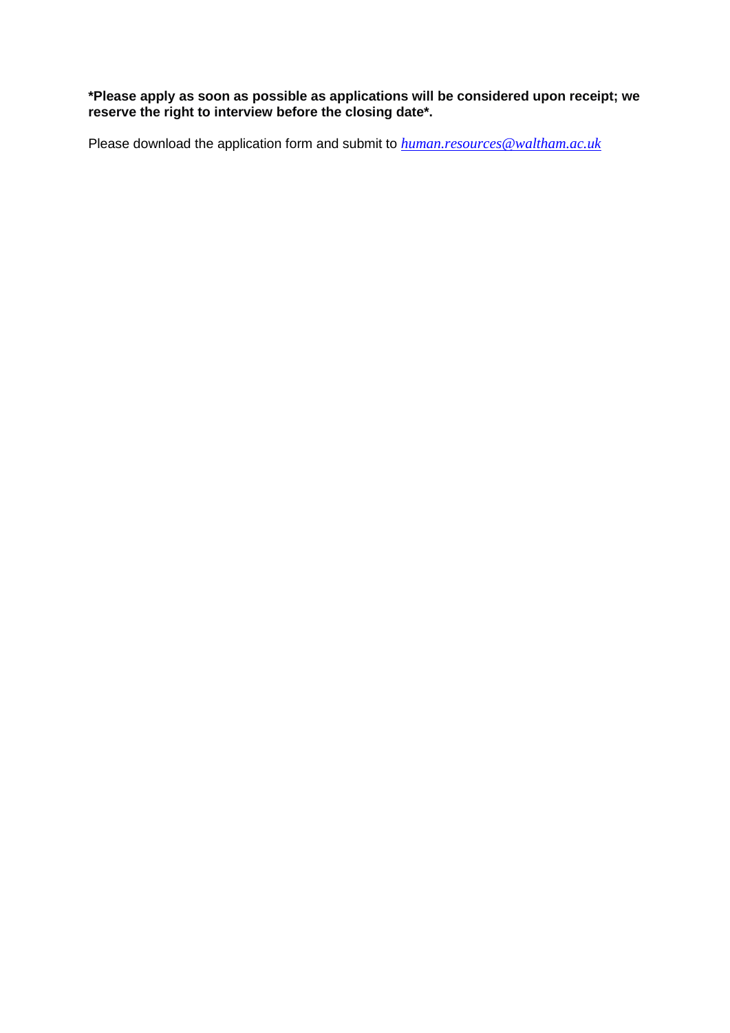**\*Please apply as soon as possible as applications will be considered upon receipt; we reserve the right to interview before the closing date\*.**

Please download the application form and submit to *human.resources@waltham.ac.uk*